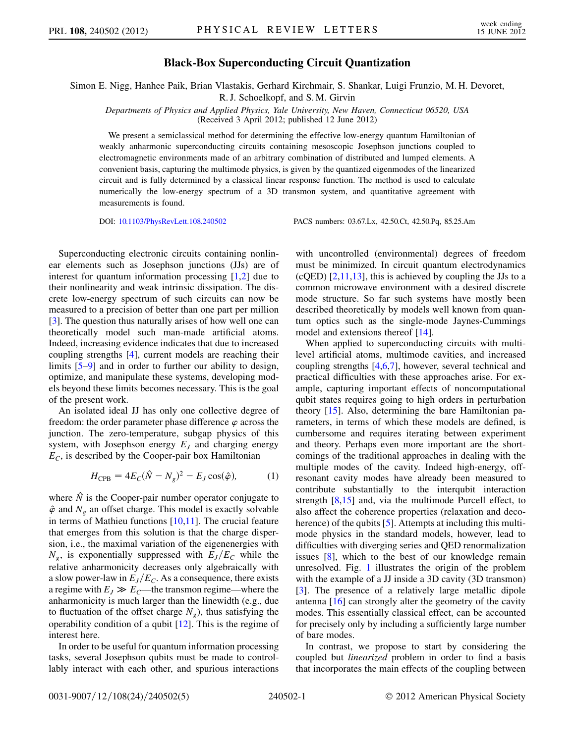# Black-Box Superconducting Circuit Quantization

Simon E. Nigg, Hanhee Paik, Brian Vlastakis, Gerhard Kirchmair, S. Shankar, Luigi Frunzio, M. H. Devoret, R. J. Schoelkopf, and S. M. Girvin

*Departments of Physics and Applied Physics, Yale University, New Haven, Connecticut 06520, USA*
(Received 3 April 2012; published 12 June 2012)

We present a semiclassical method for determining the effective low-energy quantum Hamiltonian of weakly anharmonic superconducting circuits containing mesoscopic Josephson junctions coupled to electromagnetic environments made of an arbitrary combination of distributed and lumped elements. A convenient basis, capturing the multimode physics, is given by the quantized eigenmodes of the linearized circuit and is fully determined by a classical linear response function. The method is used to calculate numerically the low-energy spectrum of a 3D transmon system, and quantitative agreement with measurements is found.

DOI: 10.1103/PhysRevLett.108.240502 PACS numbers: 03.67.Lx, 42.50.Ct, 42.50.Pq, 85.25.Am

Superconducting electronic circuits containing nonlinear elements such as Josephson junctions (JJs) are of interest for quantum information processing [1,2] due to their nonlinearity and weak intrinsic dissipation. The discrete low-energy spectrum of such circuits can now be measured to a precision of better than one part per million [3]. The question thus naturally arises of how well one can theoretically model such man-made artificial atoms. Indeed, increasing evidence indicates that due to increased coupling strengths [4], current models are reaching their limits [5–9] and in order to further our ability to design, optimize, and manipulate these systems, developing models beyond these limits becomes necessary. This is the goal of the present work.

An isolated ideal JJ has only one collective degree of freedom: the order parameter phase difference $\varphi$ across the junction. The zero-temperature, subgap physics of this system, with Josephson energy $E_J$ and charging energy $E_C$, is described by the Cooper-pair box Hamiltonian

$$H_{\rm CPB} = 4E_C(\hat{N} - N_g)^2 - E_J\cos(\hat{\varphi}), \tag{1}$$

where $\hat{N}$ is the Cooper-pair number operator conjugate to $\hat{\varphi}$ and $N_g$ an offset charge. This model is exactly solvable in terms of Mathieu functions [10,11]. The crucial feature that emerges from this solution is that the charge dispersion, i.e., the maximal variation of the eigenenergies with $N_g$, is exponentially suppressed with $E_J/E_C$ while the relative anharmonicity decreases only algebraically with a slow power-law in $E_J/E_C$. As a consequence, there exists a regime with $E_J \gg E_C$—the transmon regime—where the anharmonicity is much larger than the linewidth (e.g., due to fluctuation of the offset charge $N_g$), thus satisfying the operability condition of a qubit [12]. This is the regime of interest here.

In order to be useful for quantum information processing tasks, several Josephson qubits must be made to controllably interact with each other, and spurious interactions with uncontrolled (environmental) degrees of freedom must be minimized. In circuit quantum electrodynamics (cQED) [2,11,13], this is achieved by coupling the JJs to a common microwave environment with a desired discrete mode structure. So far such systems have mostly been described theoretically by models well known from quantum optics such as the single-mode Jaynes-Cummings model and extensions thereof [14].

When applied to superconducting circuits with multilevel artificial atoms, multimode cavities, and increased coupling strengths [4,6,7], however, several technical and practical difficulties with these approaches arise. For example, capturing important effects of noncomputational qubit states requires going to high orders in perturbation theory [15]. Also, determining the bare Hamiltonian parameters, in terms of which these models are defined, is cumbersome and requires iterating between experiment and theory. Perhaps even more important are the shortcomings of the traditional approaches in dealing with the multiple modes of the cavity. Indeed high-energy, off-resonant cavity modes have already been measured to contribute substantially to the interqubit interaction strength [8,15] and, via the multimode Purcell effect, to also affect the coherence properties (relaxation and decoherence) of the qubits [5]. Attempts at including this multimode physics in the standard models, however, lead to difficulties with diverging series and QED renormalization issues [8], which to the best of our knowledge remain unresolved. Fig. 1 illustrates the origin of the problem with the example of a JJ inside a 3D cavity (3D transmon) [3]. The presence of a relatively large metallic dipole antenna [16] can strongly alter the geometry of the cavity modes. This essentially classical effect, can be accounted for precisely only by including a sufficiently large number of bare modes.

In contrast, we propose to start by considering the coupled but *linearized* problem in order to find a basis that incorporates the main effects of the coupling between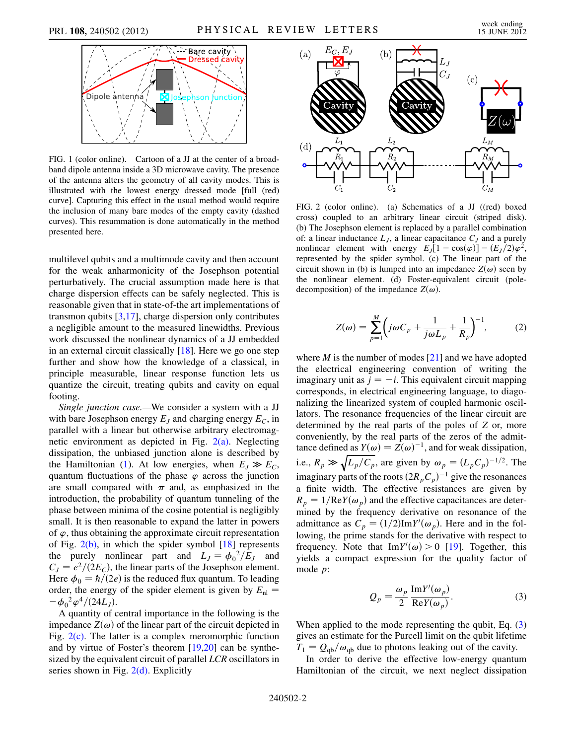FIG. 1 (color online). Cartoon of a JJ at the center of a broadband dipole antenna inside a 3D microwave cavity. The presence of the antenna alters the geometry of all cavity modes. This is illustrated with the lowest energy dressed mode [full (red) curve]. Capturing this effect in the usual method would require the inclusion of many bare modes of the empty cavity (dashed curves). This resummation is done automatically in the method presented here.

multilevel qubits and a multimode cavity and then account for the weak anharmonicity of the Josephson potential perturbatively. The crucial assumption made here is that charge dispersion effects can be safely neglected. This is reasonable given that in state-of-the art implementations of transmon qubits [3,17], charge dispersion only contributes a negligible amount to the measured linewidths. Previous work discussed the nonlinear dynamics of a JJ embedded in an external circuit classically [18]. Here we go one step further and show how the knowledge of a classical, in principle measurable, linear response function lets us quantize the circuit, treating qubits and cavity on equal footing.

*Single junction case.*—We consider a system with a JJ with bare Josephson energy $E_J$ and charging energy $E_C$, in parallel with a linear but otherwise arbitrary electromagnetic environment as depicted in Fig. 2(a). Neglecting dissipation, the unbiased junction alone is described by the Hamiltonian (1). At low energies, when $E_J \gg E_C$, quantum fluctuations of the phase $\varphi$ across the junction are small compared with $\pi$ and, as emphasized in the introduction, the probability of quantum tunneling of the phase between minima of the cosine potential is negligibly small. It is then reasonable to expand the latter in powers of $\varphi$, thus obtaining the approximate circuit representation of Fig. 2(b), in which the spider symbol [18] represents the purely nonlinear part and $L_J = {\phi_0}^2/E_J$ and $C_J = e^2/(2E_C)$, the linear parts of the Josephson element. Here $\phi_0 = \hbar/(2e)$ is the reduced flux quantum. To leading order, the energy of the spider element is given by $E_{\rm nl} = -{\phi_0}^2\varphi^4/(24L_J)$.

A quantity of central importance in the following is the impedance $Z(\omega)$ of the linear part of the circuit depicted in Fig. 2(c). The latter is a complex meromorphic function and by virtue of Foster's theorem [19,20] can be synthesized by the equivalent circuit of parallel *LCR* oscillators in series shown in Fig. 2(d). Explicitly

FIG. 2 (color online). (a) Schematics of a JJ ((red) boxed cross) coupled to an arbitrary linear circuit (striped disk). (b) The Josephson element is replaced by a parallel combination of: a linear inductance $L_J$, a linear capacitance $C_J$ and a purely nonlinear element with energy $E_J[1 - \cos(\varphi)] - (E_J/2)\varphi^2$, represented by the spider symbol. (c) The linear part of the circuit shown in (b) is lumped into an impedance $Z(\omega)$ seen by the nonlinear element. (d) Foster-equivalent circuit (pole-decomposition) of the impedance $Z(\omega)$.

$$Z(\omega) = \sum_{p=1}^{M}\left(j\omega C_p + \frac{1}{j\omega L_p} + \frac{1}{R_p}\right)^{-1}, \qquad (2)$$

where $M$ is the number of modes [21] and we have adopted the electrical engineering convention of writing the imaginary unit as $j = -i$. This equivalent circuit mapping corresponds, in electrical engineering language, to diagonalizing the linearized system of coupled harmonic oscillators. The resonance frequencies of the linear circuit are determined by the real parts of the poles of $Z$ or, more conveniently, by the real parts of the zeros of the admittance defined as $Y(\omega) = Z(\omega)^{-1}$, and for weak dissipation, i.e., $R_p \gg \sqrt{L_p/C_p}$, are given by $\omega_p = (L_pC_p)^{-1/2}$. The imaginary parts of the roots $(2R_pC_p)^{-1}$ give the resonances a finite width. The effective resistances are given by $R_p = 1/\mathrm{Re}Y(\omega_p)$ and the effective capacitances are determined by the frequency derivative on resonance of the admittance as $C_p = (1/2)\mathrm{Im}Y'(\omega_p)$. Here and in the following, the prime stands for the derivative with respect to frequency. Note that $\mathrm{Im}Y'(\omega) > 0$ [19]. Together, this yields a compact expression for the quality factor of mode $p$:

$$Q_p = \frac{\omega_p}{2}\frac{\mathrm{Im}Y'(\omega_p)}{\mathrm{Re}Y(\omega_p)}. \qquad (3)$$

When applied to the mode representing the qubit, Eq. (3) gives an estimate for the Purcell limit on the qubit lifetime $T_1 = Q_{\rm qb}/\omega_{\rm qb}$ due to photons leaking out of the cavity.

In order to derive the effective low-energy quantum Hamiltonian of the circuit, we next neglect dissipation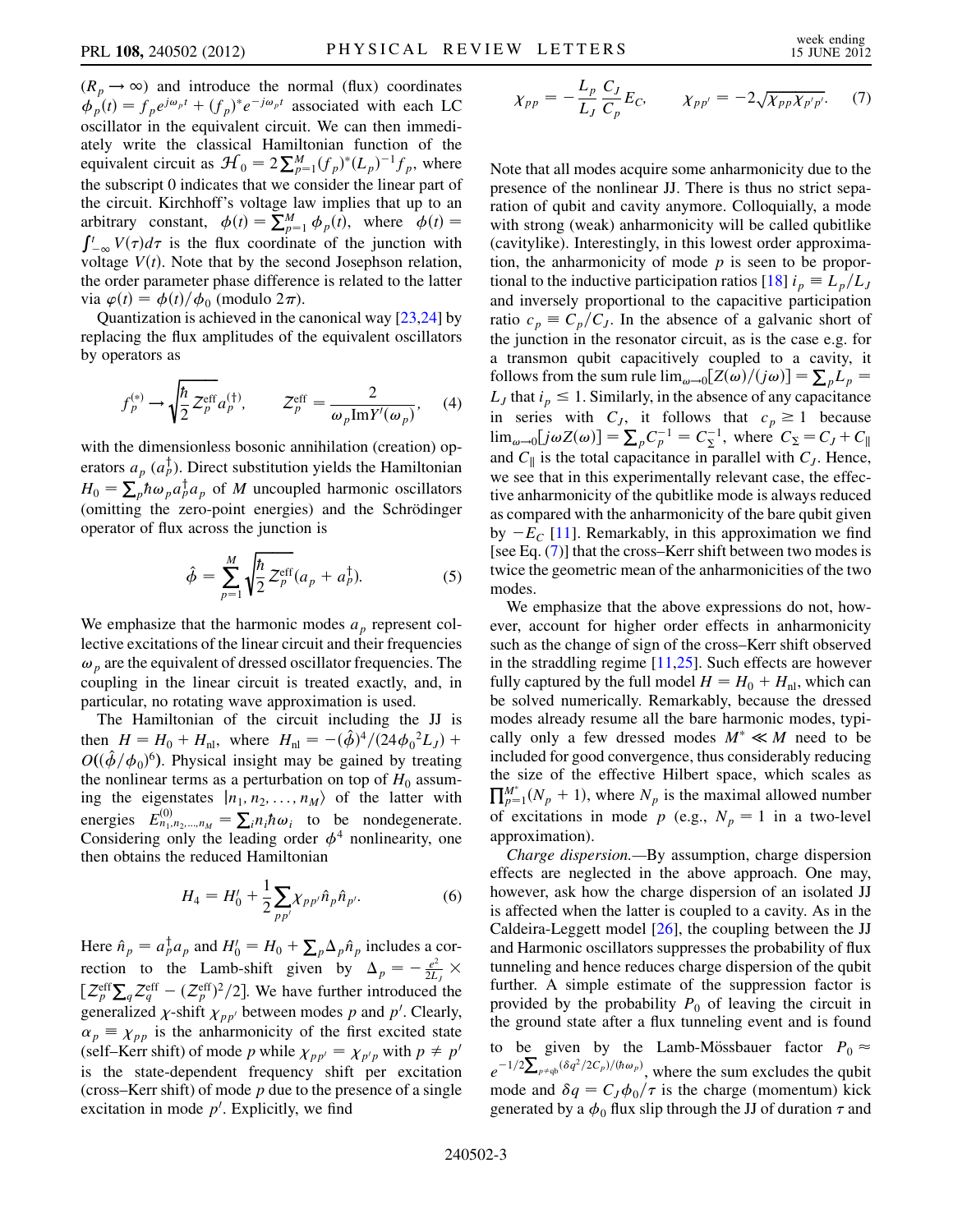$(R_p \to \infty)$ and introduce the normal (flux) coordinates $\phi_p(t) = f_p e^{j\omega_p t} + (f_p)^* e^{-j\omega_p t}$ associated with each LC oscillator in the equivalent circuit. We can then immediately write the classical Hamiltonian function of the equivalent circuit as $\mathcal{H}_0 = 2\sum_{p=1}^{M}(f_p)^*(L_p)^{-1}f_p$, where the subscript 0 indicates that we consider the linear part of the circuit. Kirchhoff's voltage law implies that up to an arbitrary constant, $\phi(t) = \sum_{p=1}^{M}\phi_p(t)$, where $\phi(t) = \int_{-\infty}^{t} V(\tau)d\tau$ is the flux coordinate of the junction with voltage $V(t)$. Note that by the second Josephson relation, the order parameter phase difference is related to the latter via $\varphi(t) = \phi(t)/\phi_0$ (modulo $2\pi$).

Quantization is achieved in the canonical way [23,24] by replacing the flux amplitudes of the equivalent oscillators by operators as

$$f_p^{(*)} \to \sqrt{\frac{\hbar}{2} Z_p^{\text{eff}}}\, a_p^{(\dagger)}, \qquad Z_p^{\text{eff}} = \frac{2}{\omega_p \text{Im} Y'(\omega_p)}, \tag{4}$$

with the dimensionless bosonic annihilation (creation) operators $a_p$ ($a_p^\dagger$). Direct substitution yields the Hamiltonian $H_0 = \sum_p \hbar\omega_p a_p^\dagger a_p$ of $M$ uncoupled harmonic oscillators (omitting the zero-point energies) and the Schrödinger operator of flux across the junction is

$$\hat{\phi} = \sum_{p=1}^{M} \sqrt{\frac{\hbar}{2} Z_p^{\text{eff}}}(a_p + a_p^\dagger). \tag{5}$$

We emphasize that the harmonic modes $a_p$ represent collective excitations of the linear circuit and their frequencies $\omega_p$ are the equivalent of dressed oscillator frequencies. The coupling in the linear circuit is treated exactly, and, in particular, no rotating wave approximation is used.

The Hamiltonian of the circuit including the JJ is then $H = H_0 + H_{\text{nl}}$, where $H_{\text{nl}} = -(\hat{\phi})^4/(24\phi_0{}^2 L_J) + O((\hat{\phi}/\phi_0)^6)$. Physical insight may be gained by treating the nonlinear terms as a perturbation on top of $H_0$ assuming the eigenstates $|n_1, n_2, \ldots, n_M\rangle$ of the latter with energies $E^{(0)}_{n_1,n_2,\ldots,n_M} = \sum_i n_i \hbar\omega_i$ to be nondegenerate. Considering only the leading order $\phi^4$ nonlinearity, one then obtains the reduced Hamiltonian

$$H_4 = H_0' + \frac{1}{2}\sum_{pp'}\chi_{pp'}\hat{n}_p\hat{n}_{p'}. \tag{6}$$

Here $\hat{n}_p = a_p^\dagger a_p$ and $H_0' = H_0 + \sum_p \Delta_p \hat{n}_p$ includes a correction to the Lamb-shift given by $\Delta_p = -\frac{e^2}{2L_J} \times [Z_p^{\text{eff}}\sum_q Z_q^{\text{eff}} - (Z_p^{\text{eff}})^2/2]$. We have further introduced the generalized $\chi$-shift $\chi_{pp'}$ between modes $p$ and $p'$. Clearly, $\alpha_p \equiv \chi_{pp}$ is the anharmonicity of the first excited state (self–Kerr shift) of mode $p$ while $\chi_{pp'} = \chi_{p'p}$ with $p \neq p'$ is the state-dependent frequency shift per excitation (cross–Kerr shift) of mode $p$ due to the presence of a single excitation in mode $p'$. Explicitly, we find

$$\chi_{pp} = -\frac{L_p}{L_J}\frac{C_J}{C_p}E_C, \qquad \chi_{pp'} = -2\sqrt{\chi_{pp}\chi_{p'p'}}. \tag{7}$$

Note that all modes acquire some anharmonicity due to the presence of the nonlinear JJ. There is thus no strict separation of qubit and cavity anymore. Colloquially, a mode with strong (weak) anharmonicity will be called qubitlike (cavitylike). Interestingly, in this lowest order approximation, the anharmonicity of mode $p$ is seen to be proportional to the inductive participation ratios [18] $i_p \equiv L_p/L_J$ and inversely proportional to the capacitive participation ratio $c_p \equiv C_p/C_J$. In the absence of a galvanic short of the junction in the resonator circuit, as is the case e.g. for a transmon qubit capacitively coupled to a cavity, it follows from the sum rule $\lim_{\omega\to 0}[Z(\omega)/(j\omega)] = \sum_p L_p = L_J$ that $i_p \leq 1$. Similarly, in the absence of any capacitance in series with $C_J$, it follows that $c_p \geq 1$ because $\lim_{\omega\to 0}[j\omega Z(\omega)] = \sum_p C_p^{-1} = C_\Sigma^{-1}$, where $C_\Sigma = C_J + C_\parallel$ and $C_\parallel$ is the total capacitance in parallel with $C_J$. Hence, we see that in this experimentally relevant case, the effective anharmonicity of the qubitlike mode is always reduced as compared with the anharmonicity of the bare qubit given by $-E_C$ [11]. Remarkably, in this approximation we find [see Eq. (7)] that the cross–Kerr shift between two modes is twice the geometric mean of the anharmonicities of the two modes.

We emphasize that the above expressions do not, however, account for higher order effects in anharmonicity such as the change of sign of the cross–Kerr shift observed in the straddling regime [11,25]. Such effects are however fully captured by the full model $H = H_0 + H_{\text{nl}}$, which can be solved numerically. Remarkably, because the dressed modes already resume all the bare harmonic modes, typically only a few dressed modes $M^* \ll M$ need to be included for good convergence, thus considerably reducing the size of the effective Hilbert space, which scales as $\prod_{p=1}^{M^*}(N_p + 1)$, where $N_p$ is the maximal allowed number of excitations in mode $p$ (e.g., $N_p = 1$ in a two-level approximation).

*Charge dispersion.*—By assumption, charge dispersion effects are neglected in the above approach. One may, however, ask how the charge dispersion of an isolated JJ is affected when the latter is coupled to a cavity. As in the Caldeira-Leggett model [26], the coupling between the JJ and Harmonic oscillators suppresses the probability of flux tunneling and hence reduces charge dispersion of the qubit further. A simple estimate of the suppression factor is provided by the probability $P_0$ of leaving the circuit in the ground state after a flux tunneling event and is found to be given by the Lamb-Mössbauer factor $P_0 \approx e^{-1/2\sum_{p\neq\text{qb}}(\delta q^2/2C_p)/(\hbar\omega_p)}$, where the sum excludes the qubit mode and $\delta q = C_J\phi_0/\tau$ is the charge (momentum) kick generated by a $\phi_0$ flux slip through the JJ of duration $\tau$ and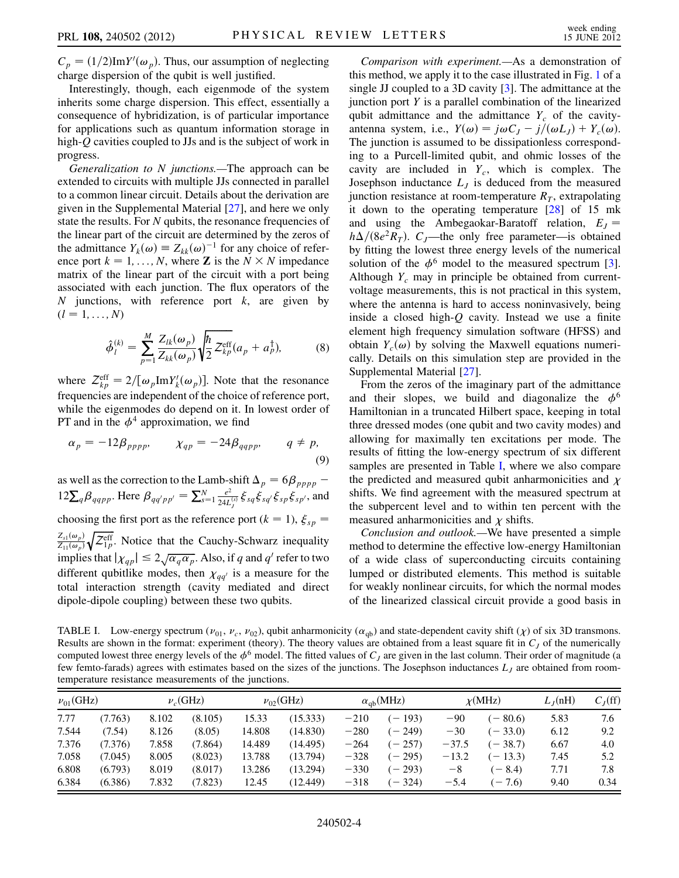$C_p = (1/2)\text{Im}Y'(\omega_p)$. Thus, our assumption of neglecting charge dispersion of the qubit is well justified.

Interestingly, though, each eigenmode of the system inherits some charge dispersion. This effect, essentially a consequence of hybridization, is of particular importance for applications such as quantum information storage in high-$Q$ cavities coupled to JJs and is the subject of work in progress.

*Generalization to N junctions.*—The approach can be extended to circuits with multiple JJs connected in parallel to a common linear circuit. Details about the derivation are given in the Supplemental Material [27], and here we only state the results. For $N$ qubits, the resonance frequencies of the linear part of the circuit are determined by the zeros of the admittance $Y_k(\omega) \equiv Z_{kk}(\omega)^{-1}$ for any choice of reference port $k = 1, \ldots, N$, where $\mathbf{Z}$ is the $N \times N$ impedance matrix of the linear part of the circuit with a port being associated with each junction. The flux operators of the $N$ junctions, with reference port $k$, are given by $(l = 1, \ldots, N)$

$$\hat{\phi}_l^{(k)} = \sum_{p=1}^{M} \frac{Z_{lk}(\omega_p)}{Z_{kk}(\omega_p)} \sqrt{\frac{\hbar}{2} \mathcal{Z}_{kp}^{\text{eff}}} (a_p + a_p^\dagger), \tag{8}$$

where $\mathcal{Z}_{kp}^{\text{eff}} = 2/[\omega_p \text{Im}Y_k'(\omega_p)]$. Note that the resonance frequencies are independent of the choice of reference port, while the eigenmodes do depend on it. In lowest order of PT and in the $\phi^4$ approximation, we find

$$\alpha_p = -12\beta_{pppp}, \qquad \chi_{qp} = -24\beta_{qqpp}, \qquad q \neq p, \tag{9}$$

as well as the correction to the Lamb-shift $\Delta_p = 6\beta_{pppp} - 12\sum_q \beta_{qqpp}$. Here $\beta_{qq'pp'} = \sum_{s=1}^{N} \frac{e^2}{24L_J^{(s)}} \xi_{sq}\xi_{sq'}\xi_{sp}\xi_{sp'}$, and choosing the first port as the reference port ($k = 1$), $\xi_{sp} = \frac{Z_{s1}(\omega_p)}{Z_{11}(\omega_p)} \sqrt{\mathcal{Z}_{1p}^{\text{eff}}}$. Notice that the Cauchy-Schwarz inequality implies that $|\chi_{qp}| \leq 2\sqrt{\alpha_q \alpha_p}$. Also, if $q$ and $q'$ refer to two different qubitlike modes, then $\chi_{qq'}$ is a measure for the total interaction strength (cavity mediated and direct dipole-dipole coupling) between these two qubits.

*Comparison with experiment.*—As a demonstration of this method, we apply it to the case illustrated in Fig. 1 of a single JJ coupled to a 3D cavity [3]. The admittance at the junction port $Y$ is a parallel combination of the linearized qubit admittance and the admittance $Y_c$ of the cavity-antenna system, i.e., $Y(\omega) = j\omega C_J - j/(\omega L_J) + Y_c(\omega)$. The junction is assumed to be dissipationless corresponding to a Purcell-limited qubit, and ohmic losses of the cavity are included in $Y_c$, which is complex. The Josephson inductance $L_J$ is deduced from the measured junction resistance at room-temperature $R_T$, extrapolating it down to the operating temperature [28] of 15 mk and using the Ambegaokar-Baratoff relation, $E_J = h\Delta/(8e^2 R_T)$. $C_J$—the only free parameter—is obtained by fitting the lowest three energy levels of the numerical solution of the $\phi^6$ model to the measured spectrum [3]. Although $Y_c$ may in principle be obtained from current-voltage measurements, this is not practical in this system, where the antenna is hard to access noninvasively, being inside a closed high-$Q$ cavity. Instead we use a finite element high frequency simulation software (HFSS) and obtain $Y_c(\omega)$ by solving the Maxwell equations numerically. Details on this simulation step are provided in the Supplemental Material [27].

From the zeros of the imaginary part of the admittance and their slopes, we build and diagonalize the $\phi^6$ Hamiltonian in a truncated Hilbert space, keeping in total three dressed modes (one qubit and two cavity modes) and allowing for maximally ten excitations per mode. The results of fitting the low-energy spectrum of six different samples are presented in Table I, where we also compare the predicted and measured qubit anharmonicities and $\chi$ shifts. We find agreement with the measured spectrum at the subpercent level and to within ten percent with the measured anharmonicities and $\chi$ shifts.

*Conclusion and outlook.*—We have presented a simple method to determine the effective low-energy Hamiltonian of a wide class of superconducting circuits containing lumped or distributed elements. This method is suitable for weakly nonlinear circuits, for which the normal modes of the linearized classical circuit provide a good basis in

TABLE I. Low-energy spectrum ($\nu_{01}$, $\nu_c$, $\nu_{02}$), qubit anharmonicity ($\alpha_{\text{qb}}$) and state-dependent cavity shift ($\chi$) of six 3D transmons. Results are shown in the format: experiment (theory). The theory values are obtained from a least square fit in $C_J$ of the numerically computed lowest three energy levels of the $\phi^6$ model. The fitted values of $C_J$ are given in the last column. Their order of magnitude (a few femto-farads) agrees with estimates based on the sizes of the junctions. The Josephson inductances $L_J$ are obtained from room-temperature resistance measurements of the junctions.

| $\nu_{01}$(GHz) | | $\nu_c$(GHz) | | $\nu_{02}$(GHz) | | $\alpha_{\text{qb}}$(MHz) | | $\chi$(MHz) | | $L_J$(nH) | $C_J$(ff) |
|---|---|---|---|---|---|---|---|---|---|---|---|
| 7.77 | (7.763) | 8.102 | (8.105) | 15.33 | (15.333) | −210 | (−193) | −90 | (−80.6) | 5.83 | 7.6 |
| 7.544 | (7.54) | 8.126 | (8.05) | 14.808 | (14.830) | −280 | (−249) | −30 | (−33.0) | 6.12 | 9.2 |
| 7.376 | (7.376) | 7.858 | (7.864) | 14.489 | (14.495) | −264 | (−257) | −37.5 | (−38.7) | 6.67 | 4.0 |
| 7.058 | (7.045) | 8.005 | (8.023) | 13.788 | (13.794) | −328 | (−295) | −13.2 | (−13.3) | 7.45 | 5.2 |
| 6.808 | (6.793) | 8.019 | (8.017) | 13.286 | (13.294) | −330 | (−293) | −8 | (−8.4) | 7.71 | 7.8 |
| 6.384 | (6.386) | 7.832 | (7.823) | 12.45 | (12.449) | −318 | (−324) | −5.4 | (−7.6) | 9.40 | 0.34 |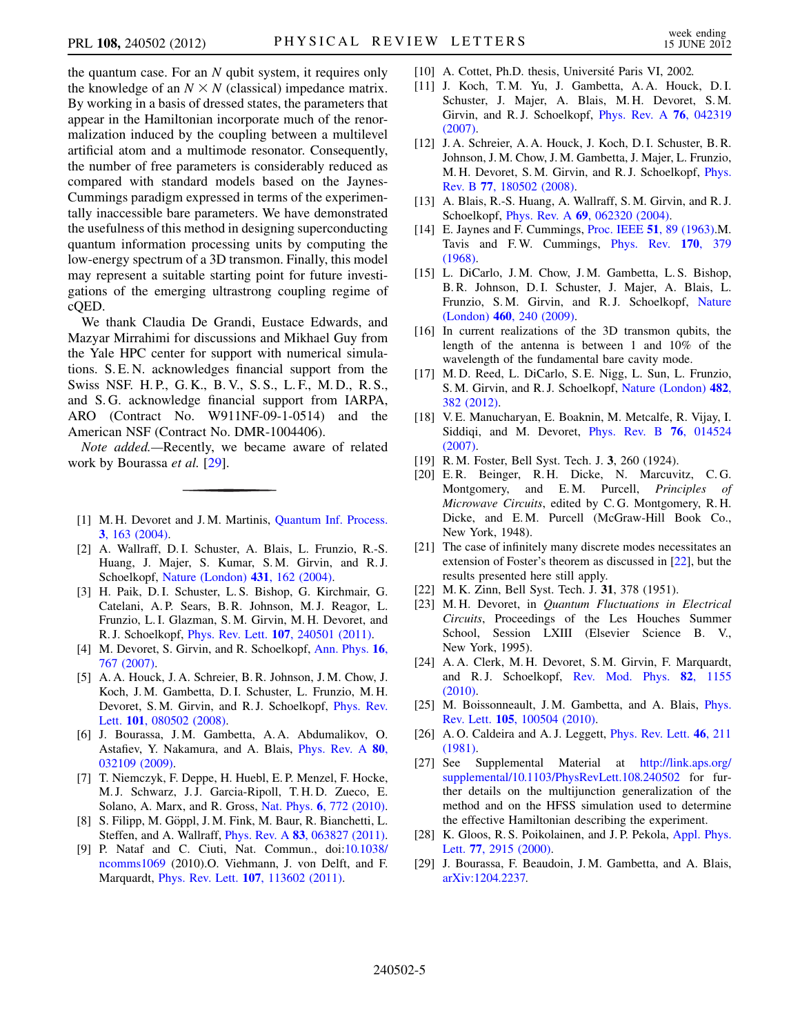the quantum case. For an $N$ qubit system, it requires only the knowledge of an $N \times N$ (classical) impedance matrix. By working in a basis of dressed states, the parameters that appear in the Hamiltonian incorporate much of the renormalization induced by the coupling between a multilevel artificial atom and a multimode resonator. Consequently, the number of free parameters is considerably reduced as compared with standard models based on the Jaynes-Cummings paradigm expressed in terms of the experimentally inaccessible bare parameters. We have demonstrated the usefulness of this method in designing superconducting quantum information processing units by computing the low-energy spectrum of a 3D transmon. Finally, this model may represent a suitable starting point for future investigations of the emerging ultrastrong coupling regime of cQED.

We thank Claudia De Grandi, Eustace Edwards, and Mazyar Mirrahimi for discussions and Mikhael Guy from the Yale HPC center for support with numerical simulations. S. E. N. acknowledges financial support from the Swiss NSF. H. P., G. K., B. V., S. S., L. F., M. D., R. S., and S. G. acknowledge financial support from IARPA, ARO (Contract No. W911NF-09-1-0514) and the American NSF (Contract No. DMR-1004406).

*Note added.*—Recently, we became aware of related work by Bourassa *et al.* [29].

---

[1] M. H. Devoret and J. M. Martinis, Quantum Inf. Process. **3**, 163 (2004).

[2] A. Wallraff, D. I. Schuster, A. Blais, L. Frunzio, R.-S. Huang, J. Majer, S. Kumar, S. M. Girvin, and R. J. Schoelkopf, Nature (London) **431**, 162 (2004).

[3] H. Paik, D. I. Schuster, L. S. Bishop, G. Kirchmair, G. Catelani, A. P. Sears, B. R. Johnson, M. J. Reagor, L. Frunzio, L. I. Glazman, S. M. Girvin, M. H. Devoret, and R. J. Schoelkopf, Phys. Rev. Lett. **107**, 240501 (2011).

[4] M. Devoret, S. Girvin, and R. Schoelkopf, Ann. Phys. **16**, 767 (2007).

[5] A. A. Houck, J. A. Schreier, B. R. Johnson, J. M. Chow, J. Koch, J. M. Gambetta, D. I. Schuster, L. Frunzio, M. H. Devoret, S. M. Girvin, and R. J. Schoelkopf, Phys. Rev. Lett. **101**, 080502 (2008).

[6] J. Bourassa, J. M. Gambetta, A. A. Abdumalikov, O. Astafiev, Y. Nakamura, and A. Blais, Phys. Rev. A **80**, 032109 (2009).

[7] T. Niemczyk, F. Deppe, H. Huebl, E. P. Menzel, F. Hocke, M. J. Schwarz, J. J. Garcia-Ripoll, T. H. D. Zueco, E. Solano, A. Marx, and R. Gross, Nat. Phys. **6**, 772 (2010).

[8] S. Filipp, M. Göppl, J. M. Fink, M. Baur, R. Bianchetti, L. Steffen, and A. Wallraff, Phys. Rev. A **83**, 063827 (2011).

[9] P. Nataf and C. Ciuti, Nat. Commun., doi:10.1038/ncomms1069 (2010).O. Viehmann, J. von Delft, and F. Marquardt, Phys. Rev. Lett. **107**, 113602 (2011).

[10] A. Cottet, Ph.D. thesis, Université Paris VI, 2002.

[11] J. Koch, T. M. Yu, J. Gambetta, A. A. Houck, D. I. Schuster, J. Majer, A. Blais, M. H. Devoret, S. M. Girvin, and R. J. Schoelkopf, Phys. Rev. A **76**, 042319 (2007).

[12] J. A. Schreier, A. A. Houck, J. Koch, D. I. Schuster, B. R. Johnson, J. M. Chow, J. M. Gambetta, J. Majer, L. Frunzio, M. H. Devoret, S. M. Girvin, and R. J. Schoelkopf, Phys. Rev. B **77**, 180502 (2008).

[13] A. Blais, R.-S. Huang, A. Wallraff, S. M. Girvin, and R. J. Schoelkopf, Phys. Rev. A **69**, 062320 (2004).

[14] E. Jaynes and F. Cummings, Proc. IEEE **51**, 89 (1963).M. Tavis and F. W. Cummings, Phys. Rev. **170**, 379 (1968).

[15] L. DiCarlo, J. M. Chow, J. M. Gambetta, L. S. Bishop, B. R. Johnson, D. I. Schuster, J. Majer, A. Blais, L. Frunzio, S. M. Girvin, and R. J. Schoelkopf, Nature (London) **460**, 240 (2009).

[16] In current realizations of the 3D transmon qubits, the length of the antenna is between 1 and 10% of the wavelength of the fundamental bare cavity mode.

[17] M. D. Reed, L. DiCarlo, S. E. Nigg, L. Sun, L. Frunzio, S. M. Girvin, and R. J. Schoelkopf, Nature (London) **482**, 382 (2012).

[18] V. E. Manucharyan, E. Boaknin, M. Metcalfe, R. Vijay, I. Siddiqi, and M. Devoret, Phys. Rev. B **76**, 014524 (2007).

[19] R. M. Foster, Bell Syst. Tech. J. **3**, 260 (1924).

[20] E. R. Beinger, R. H. Dicke, N. Marcuvitz, C. G. Montgomery, and E. M. Purcell, *Principles of Microwave Circuits*, edited by C. G. Montgomery, R. H. Dicke, and E. M. Purcell (McGraw-Hill Book Co., New York, 1948).

[21] The case of infinitely many discrete modes necessitates an extension of Foster's theorem as discussed in [22], but the results presented here still apply.

[22] M. K. Zinn, Bell Syst. Tech. J. **31**, 378 (1951).

[23] M. H. Devoret, in *Quantum Fluctuations in Electrical Circuits*, Proceedings of the Les Houches Summer School, Session LXIII (Elsevier Science B. V., New York, 1995).

[24] A. A. Clerk, M. H. Devoret, S. M. Girvin, F. Marquardt, and R. J. Schoelkopf, Rev. Mod. Phys. **82**, 1155 (2010).

[25] M. Boissonneault, J. M. Gambetta, and A. Blais, Phys. Rev. Lett. **105**, 100504 (2010).

[26] A. O. Caldeira and A. J. Leggett, Phys. Rev. Lett. **46**, 211 (1981).

[27] See Supplemental Material at http://link.aps.org/supplemental/10.1103/PhysRevLett.108.240502 for further details on the multijunction generalization of the method and on the HFSS simulation used to determine the effective Hamiltonian describing the experiment.

[28] K. Gloos, R. S. Poikolainen, and J. P. Pekola, Appl. Phys. Lett. **77**, 2915 (2000).

[29] J. Bourassa, F. Beaudoin, J. M. Gambetta, and A. Blais, arXiv:1204.2237.